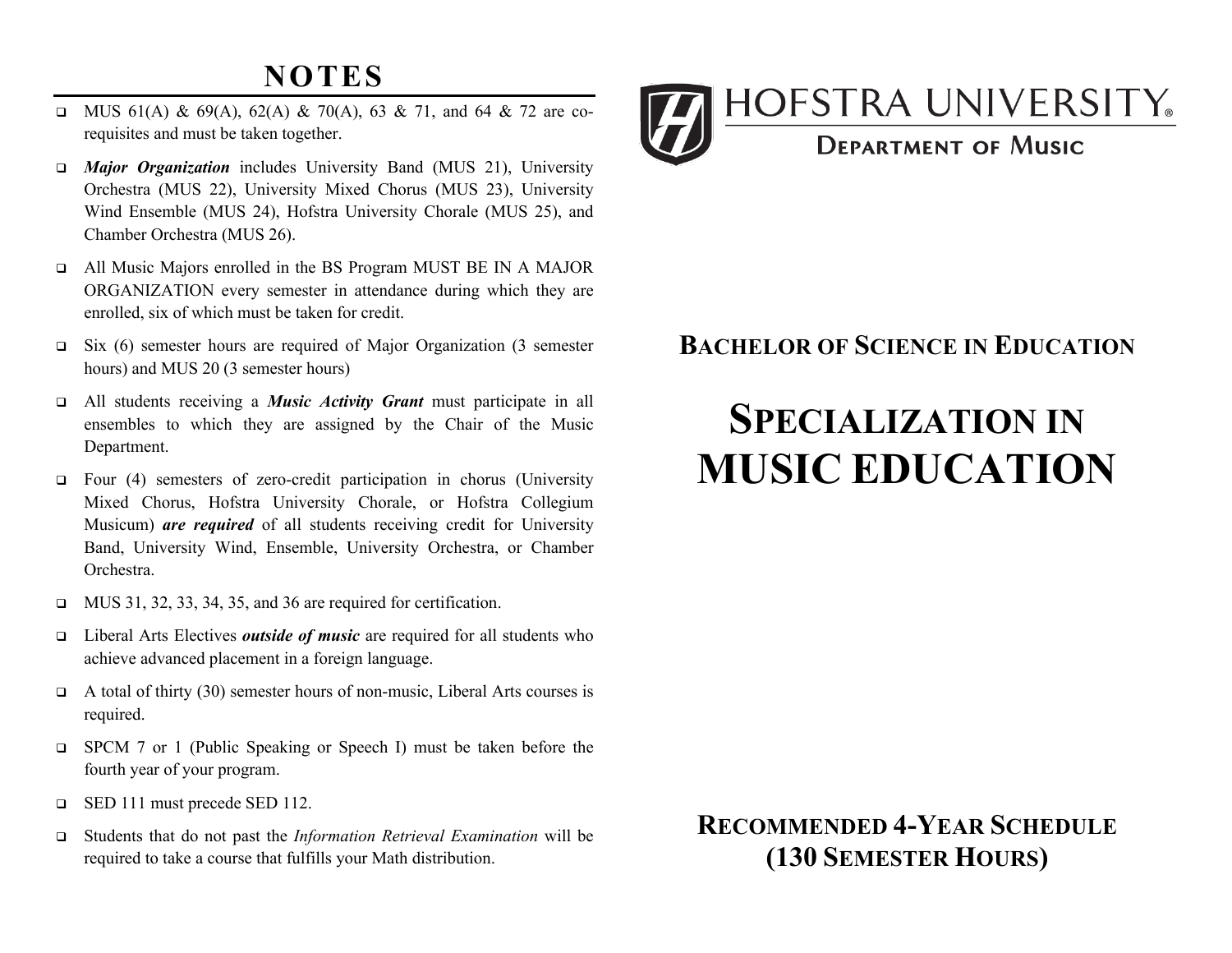## NOTES

- MUS 61(A) & 69(A), 62(A) & 70(A), 63 & 71, and 64 & 72 are co-requisites and must be taken together.
- ***Major Organization*** includes University Band (MUS 21), University Orchestra (MUS 22), University Mixed Chorus (MUS 23), University Wind Ensemble (MUS 24), Hofstra University Chorale (MUS 25), and Chamber Orchestra (MUS 26).
- All Music Majors enrolled in the BS Program MUST BE IN A MAJOR ORGANIZATION every semester in attendance during which they are enrolled, six of which must be taken for credit.
- Six (6) semester hours are required of Major Organization (3 semester hours) and MUS 20 (3 semester hours)
- All students receiving a ***Music Activity Grant*** must participate in all ensembles to which they are assigned by the Chair of the Music Department.
- Four (4) semesters of zero-credit participation in chorus (University Mixed Chorus, Hofstra University Chorale, or Hofstra Collegium Musicum) ***are required*** of all students receiving credit for University Band, University Wind, Ensemble, University Orchestra, or Chamber Orchestra.
- MUS 31, 32, 33, 34, 35, and 36 are required for certification.
- Liberal Arts Electives ***outside of music*** are required for all students who achieve advanced placement in a foreign language.
- A total of thirty (30) semester hours of non-music, Liberal Arts courses is required.
- SPCM 7 or 1 (Public Speaking or Speech I) must be taken before the fourth year of your program.
- SED 111 must precede SED 112.
- Students that do not past the *Information Retrieval Examination* will be required to take a course that fulfills your Math distribution.

# HOFSTRA UNIVERSITY

## Department of Music

## Bachelor of Science in Education

# Specialization in Music Education

## Recommended 4-Year Schedule (130 Semester Hours)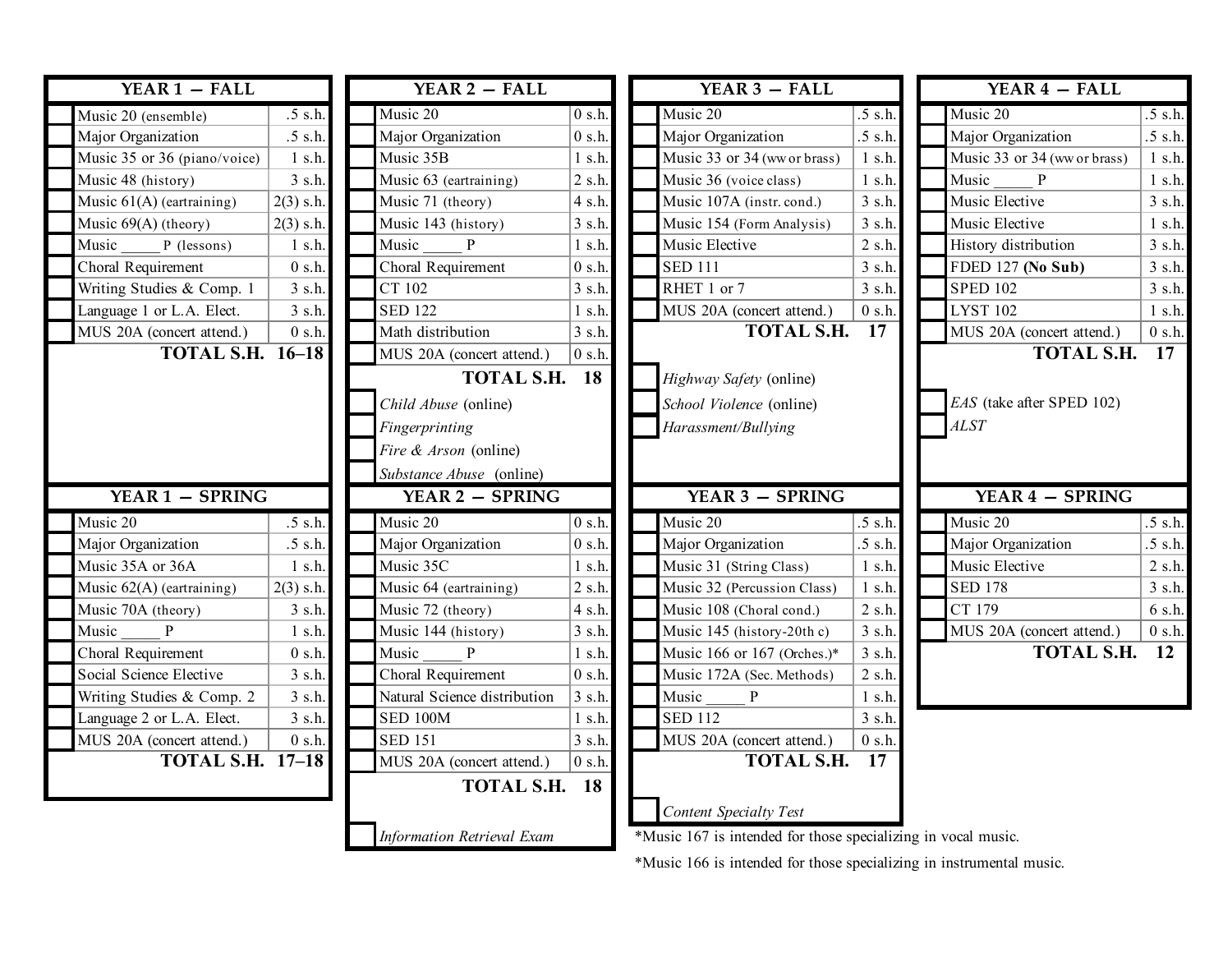## YEAR 1 — FALL

| Course | Credits |
|---|---|
| Music 20 (ensemble) | .5 s.h. |
| Major Organization | .5 s.h. |
| Music 35 or 36 (piano/voice) | 1 s.h. |
| Music 48 (history) | 3 s.h. |
| Music 61(A) (eartraining) | 2(3) s.h. |
| Music 69(A) (theory) | 2(3) s.h. |
| Music _____ P (lessons) | 1 s.h. |
| Choral Requirement | 0 s.h. |
| Writing Studies & Comp. 1 | 3 s.h. |
| Language 1 or L.A. Elect. | 3 s.h. |
| MUS 20A (concert attend.) | 0 s.h. |
| **TOTAL S.H.** | **16–18** |

## YEAR 1 — SPRING

| Course | Credits |
|---|---|
| Music 20 | .5 s.h. |
| Major Organization | .5 s.h. |
| Music 35A or 36A | 1 s.h. |
| Music 62(A) (eartraining) | 2(3) s.h. |
| Music 70A (theory) | 3 s.h. |
| Music _____ P | 1 s.h. |
| Choral Requirement | 0 s.h. |
| Social Science Elective | 3 s.h. |
| Writing Studies & Comp. 2 | 3 s.h. |
| Language 2 or L.A. Elect. | 3 s.h. |
| MUS 20A (concert attend.) | 0 s.h. |
| **TOTAL S.H.** | **17–18** |

## YEAR 2 — FALL

| Course | Credits |
|---|---|
| Music 20 | 0 s.h. |
| Major Organization | 0 s.h. |
| Music 35B | 1 s.h. |
| Music 63 (eartraining) | 2 s.h. |
| Music 71 (theory) | 4 s.h. |
| Music 143 (history) | 3 s.h. |
| Music _____ P | 1 s.h. |
| Choral Requirement | 0 s.h. |
| CT 102 | 3 s.h. |
| SED 122 | 1 s.h. |
| Math distribution | 3 s.h. |
| MUS 20A (concert attend.) | 0 s.h. |
| **TOTAL S.H.** | **18** |

- *Child Abuse* (online)
- *Fingerprinting*
- *Fire & Arson* (online)
- *Substance Abuse* (online)

## YEAR 2 — SPRING

| Course | Credits |
|---|---|
| Music 20 | 0 s.h. |
| Major Organization | 0 s.h. |
| Music 35C | 1 s.h. |
| Music 64 (eartraining) | 2 s.h. |
| Music 72 (theory) | 4 s.h. |
| Music 144 (history) | 3 s.h. |
| Music _____ P | 1 s.h. |
| Choral Requirement | 0 s.h. |
| Natural Science distribution | 3 s.h. |
| SED 100M | 1 s.h. |
| SED 151 | 3 s.h. |
| MUS 20A (concert attend.) | 0 s.h. |
| **TOTAL S.H.** | **18** |

- *Information Retrieval Exam*

## YEAR 3 — FALL

| Course | Credits |
|---|---|
| Music 20 | .5 s.h. |
| Major Organization | .5 s.h. |
| Music 33 or 34 (ww or brass) | 1 s.h. |
| Music 36 (voice class) | 1 s.h. |
| Music 107A (instr. cond.) | 3 s.h. |
| Music 154 (Form Analysis) | 3 s.h. |
| Music Elective | 2 s.h. |
| SED 111 | 3 s.h. |
| RHET 1 or 7 | 3 s.h. |
| MUS 20A (concert attend.) | 0 s.h. |
| **TOTAL S.H.** | **17** |

- *Highway Safety* (online)
- *School Violence* (online)
- *Harassment/Bullying*

## YEAR 3 — SPRING

| Course | Credits |
|---|---|
| Music 20 | .5 s.h. |
| Major Organization | .5 s.h. |
| Music 31 (String Class) | 1 s.h. |
| Music 32 (Percussion Class) | 1 s.h. |
| Music 108 (Choral cond.) | 2 s.h. |
| Music 145 (history-20th c) | 3 s.h. |
| Music 166 or 167 (Orches.)* | 3 s.h. |
| Music 172A (Sec. Methods) | 2 s.h. |
| Music _____ P | 1 s.h. |
| SED 112 | 3 s.h. |
| MUS 20A (concert attend.) | 0 s.h. |
| **TOTAL S.H.** | **17** |

- *Content Specialty Test*

*Music 167 is intended for those specializing in vocal music.

*Music 166 is intended for those specializing in instrumental music.

## YEAR 4 — FALL

| Course | Credits |
|---|---|
| Music 20 | .5 s.h. |
| Major Organization | .5 s.h. |
| Music 33 or 34 (ww or brass) | 1 s.h. |
| Music _____ P | 1 s.h. |
| Music Elective | 3 s.h. |
| Music Elective | 1 s.h. |
| History distribution | 3 s.h. |
| FDED 127 **(No Sub)** | 3 s.h. |
| SPED 102 | 3 s.h. |
| LYST 102 | 1 s.h. |
| MUS 20A (concert attend.) | 0 s.h. |
| **TOTAL S.H.** | **17** |

- *EAS* (take after SPED 102)
- *ALST*

## YEAR 4 — SPRING

| Course | Credits |
|---|---|
| Music 20 | .5 s.h. |
| Major Organization | .5 s.h. |
| Music Elective | 2 s.h. |
| SED 178 | 3 s.h. |
| CT 179 | 6 s.h. |
| MUS 20A (concert attend.) | 0 s.h. |
| **TOTAL S.H.** | **12** |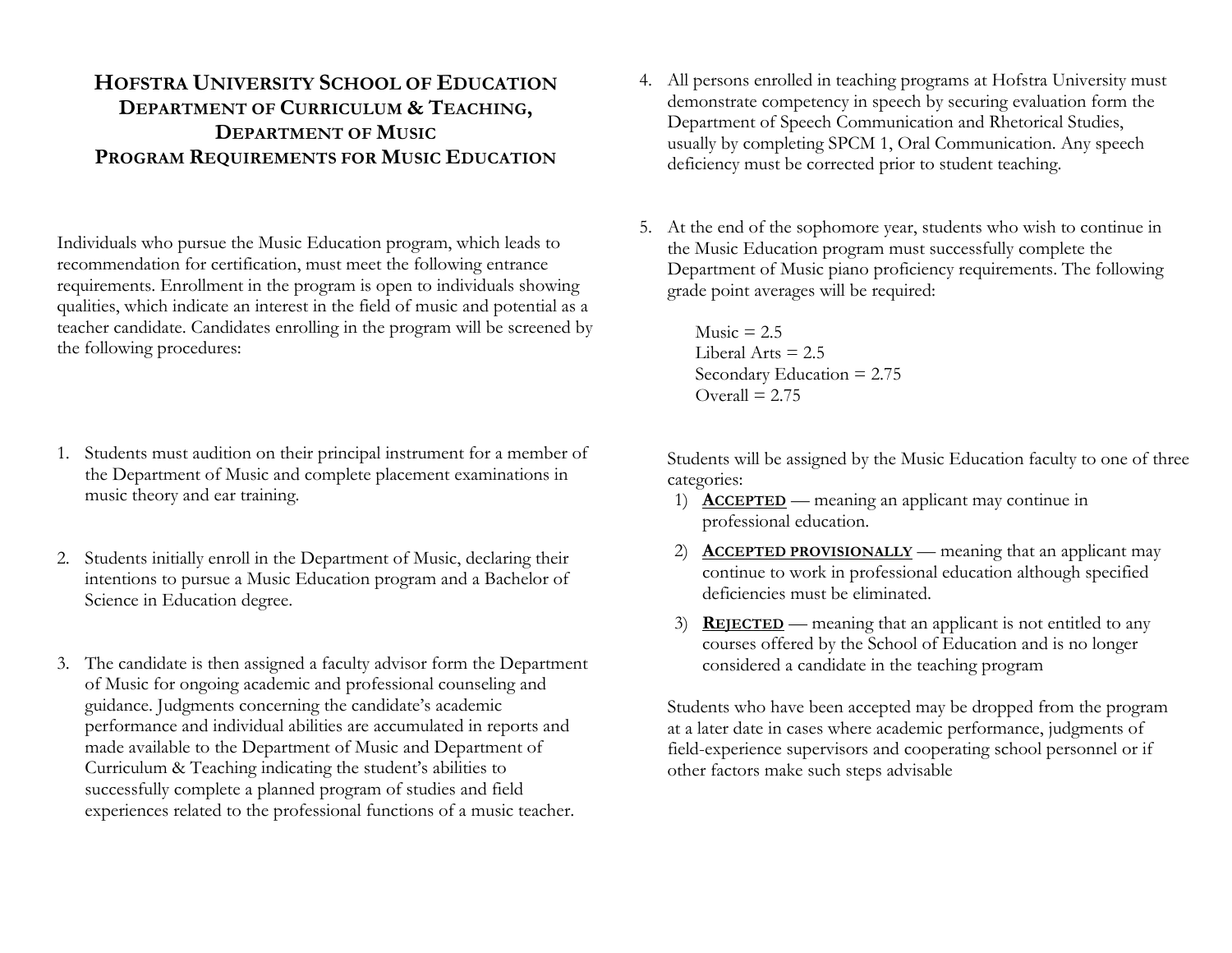# HOFSTRA UNIVERSITY SCHOOL OF EDUCATION
## DEPARTMENT OF CURRICULUM & TEACHING, DEPARTMENT OF MUSIC
## PROGRAM REQUIREMENTS FOR MUSIC EDUCATION

Individuals who pursue the Music Education program, which leads to recommendation for certification, must meet the following entrance requirements. Enrollment in the program is open to individuals showing qualities, which indicate an interest in the field of music and potential as a teacher candidate. Candidates enrolling in the program will be screened by the following procedures:

1. Students must audition on their principal instrument for a member of the Department of Music and complete placement examinations in music theory and ear training.

2. Students initially enroll in the Department of Music, declaring their intentions to pursue a Music Education program and a Bachelor of Science in Education degree.

3. The candidate is then assigned a faculty advisor form the Department of Music for ongoing academic and professional counseling and guidance. Judgments concerning the candidate's academic performance and individual abilities are accumulated in reports and made available to the Department of Music and Department of Curriculum & Teaching indicating the student's abilities to successfully complete a planned program of studies and field experiences related to the professional functions of a music teacher.

4. All persons enrolled in teaching programs at Hofstra University must demonstrate competency in speech by securing evaluation form the Department of Speech Communication and Rhetorical Studies, usually by completing SPCM 1, Oral Communication. Any speech deficiency must be corrected prior to student teaching.

5. At the end of the sophomore year, students who wish to continue in the Music Education program must successfully complete the Department of Music piano proficiency requirements. The following grade point averages will be required:

   Music = 2.5
   Liberal Arts = 2.5
   Secondary Education = 2.75
   Overall = 2.75

   Students will be assigned by the Music Education faculty to one of three categories:

   1) **ACCEPTED** — meaning an applicant may continue in professional education.
   2) **ACCEPTED PROVISIONALLY** — meaning that an applicant may continue to work in professional education although specified deficiencies must be eliminated.
   3) **REJECTED** — meaning that an applicant is not entitled to any courses offered by the School of Education and is no longer considered a candidate in the teaching program

   Students who have been accepted may be dropped from the program at a later date in cases where academic performance, judgments of field-experience supervisors and cooperating school personnel or if other factors make such steps advisable